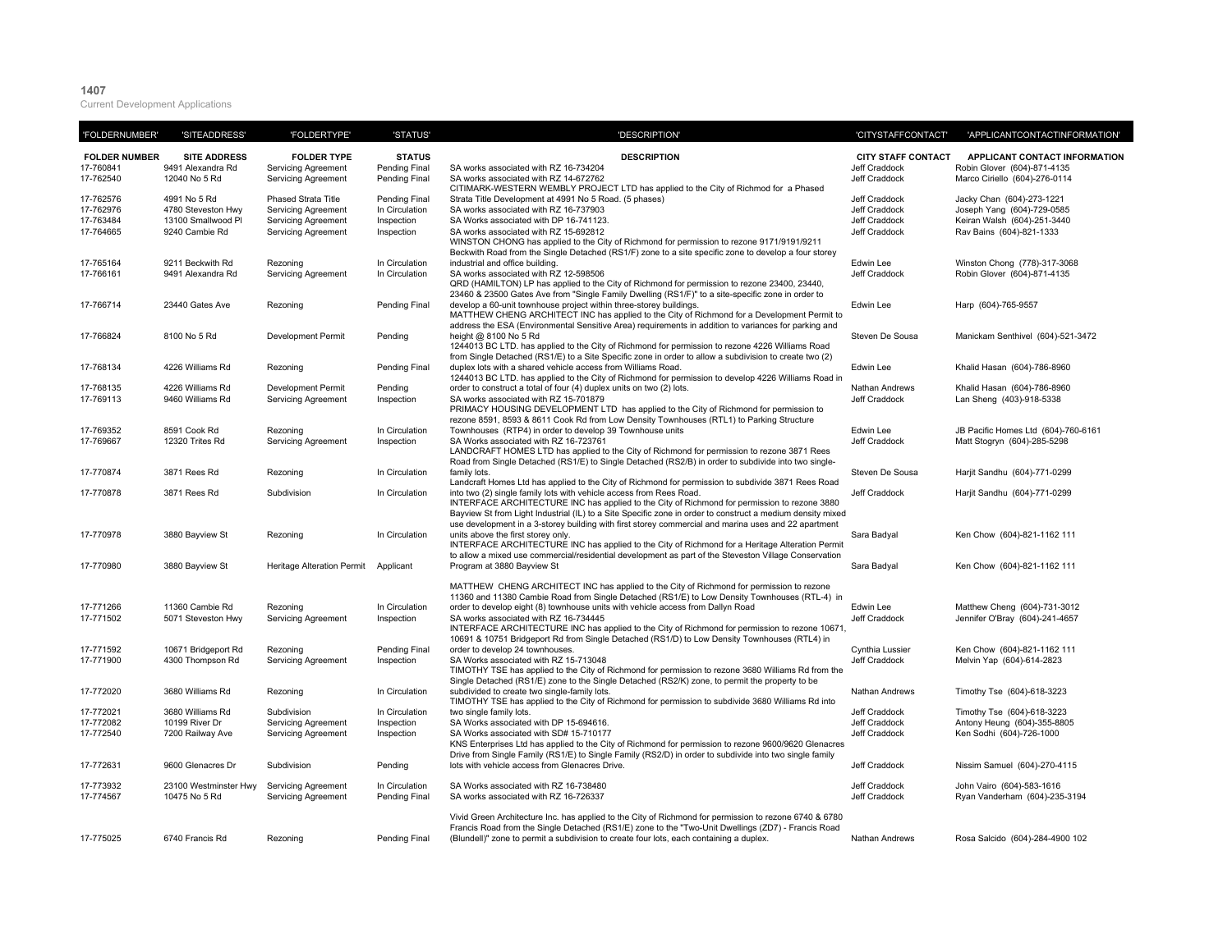**1407**

Current Development Applications

| 'FOLDERNUMBER' | 'SITEADDRESS' | 'FOLDERTYPE' | 'STATUS' | 'DESCRIPTION' | 'CITYSTAFFCONTACT' | 'APPLICANTCONTACTINFORMATION' |
|---|---|---|---|---|---|---|
| **FOLDER NUMBER** | **SITE ADDRESS** | **FOLDER TYPE** | **STATUS** | **DESCRIPTION** | **CITY STAFF CONTACT** | **APPLICANT CONTACT INFORMATION** |
| 17-760841 | 9491 Alexandra Rd | Servicing Agreement | Pending Final | SA works associated with RZ 16-734204 | Jeff Craddock | Robin Glover (604)-871-4135 |
| 17-762540 | 12040 No 5 Rd | Servicing Agreement | Pending Final | SA works associated with RZ 14-672762 | Jeff Craddock | Marco Ciriello (604)-276-0114 |
| 17-762576 | 4991 No 5 Rd | Phased Strata Title | Pending Final | CITIMARK-WESTERN WEMBLY PROJECT LTD has applied to the City of Richmond for a Phased Strata Title Development at 4991 No 5 Road. (5 phases) | Jeff Craddock | Jacky Chan (604)-273-1221 |
| 17-762976 | 4780 Steveston Hwy | Servicing Agreement | In Circulation | SA works associated with RZ 16-737903 | Jeff Craddock | Joseph Yang (604)-729-0585 |
| 17-763484 | 13100 Smallwood Pl | Servicing Agreement | Inspection | SA Works associated with DP 16-741123. | Jeff Craddock | Keiran Walsh (604)-251-3440 |
| 17-764665 | 9240 Cambie Rd | Servicing Agreement | Inspection | SA works associated with RZ 15-692812 | Jeff Craddock | Rav Bains (604)-821-1333 |
| 17-765164 | 9211 Beckwith Rd | Rezoning | In Circulation | WINSTON CHONG has applied to the City of Richmond for permission to rezone 9171/9191/9211 Beckwith Road from the Single Detached (RS1/F) zone to a site specific zone to develop a four storey industrial and office building. | Edwin Lee | Winston Chong (778)-317-3068 |
| 17-766161 | 9491 Alexandra Rd | Servicing Agreement | In Circulation | SA works associated with RZ 12-598506 | Jeff Craddock | Robin Glover (604)-871-4135 |
| 17-766714 | 23440 Gates Ave | Rezoning | Pending Final | QRD (HAMILTON) LP has applied to the City of Richmond for permission to rezone 23400, 23440, 23460 & 23500 Gates Ave from "Single Family Dwelling (RS1/F)" to a site-specific zone in order to develop a 60-unit townhouse project within three-storey buildings. | Edwin Lee | Harp (604)-765-9557 |
| 17-766824 | 8100 No 5 Rd | Development Permit | Pending | MATTHEW CHENG ARCHITECT INC has applied to the City of Richmond for a Development Permit to address the ESA (Environmental Sensitive Area) requirements in addition to variances for parking and height @ 8100 No 5 Rd | Steven De Sousa | Manickam Senthivel (604)-521-3472 |
| 17-768134 | 4226 Williams Rd | Rezoning | Pending Final | 1244013 BC LTD. has applied to the City of Richmond for permission to rezone 4226 Williams Road from Single Detached (RS1/E) to a Site Specific zone in order to allow a subdivision to create two (2) duplex lots with a shared vehicle access from Williams Road. | Edwin Lee | Khalid Hasan (604)-786-8960 |
| 17-768135 | 4226 Williams Rd | Development Permit | Pending | 1244013 BC LTD. has applied to the City of Richmond for permission to develop 4226 Williams Road in order to construct a total of four (4) duplex units on two (2) lots. | Nathan Andrews | Khalid Hasan (604)-786-8960 |
| 17-769113 | 9460 Williams Rd | Servicing Agreement | Inspection | SA works associated with RZ 15-701879 | Jeff Craddock | Lan Sheng (403)-918-5338 |
| 17-769352 | 8591 Cook Rd | Rezoning | In Circulation | PRIMACY HOUSING DEVELOPMENT LTD has applied to the City of Richmond for permission to rezone 8591, 8593 & 8611 Cook Rd from Low Density Townhouses (RTL1) to Parking Structure Townhouses (RTP4) in order to develop 39 Townhouse units | Edwin Lee | JB Pacific Homes Ltd (604)-760-6161 |
| 17-769667 | 12320 Trites Rd | Servicing Agreement | Inspection | SA Works associated with RZ 16-723761 | Jeff Craddock | Matt Stogryn (604)-285-5298 |
| 17-770874 | 3871 Rees Rd | Rezoning | In Circulation | LANDCRAFT HOMES LTD has applied to the City of Richmond for permission to rezone 3871 Rees Road from Single Detached (RS1/E) to Single Detached (RS2/B) in order to subdivide into two single-family lots. | Steven De Sousa | Harjit Sandhu (604)-771-0299 |
| 17-770878 | 3871 Rees Rd | Subdivision | In Circulation | Landcraft Homes Ltd has applied to the City of Richmond for permission to subdivide 3871 Rees Road into two (2) single family lots with vehicle access from Rees Road. | Jeff Craddock | Harjit Sandhu (604)-771-0299 |
| 17-770978 | 3880 Bayview St | Rezoning | In Circulation | INTERFACE ARCHITECTURE INC has applied to the City of Richmond for permission to rezone 3880 Bayview St from Light Industrial (IL) to a Site Specific zone in order to construct a medium density mixed use development in a 3-storey building with first storey commercial and marina uses and 22 apartment units above the first storey only. | Sara Badyal | Ken Chow (604)-821-1162 111 |
| 17-770980 | 3880 Bayview St | Heritage Alteration Permit | Applicant | INTERFACE ARCHITECTURE INC has applied to the City of Richmond for a Heritage Alteration Permit to allow a mixed use commercial/residential development as part of the Steveston Village Conservation Program at 3880 Bayview St | Sara Badyal | Ken Chow (604)-821-1162 111 |
| 17-771266 | 11360 Cambie Rd | Rezoning | In Circulation | MATTHEW CHENG ARCHITECT INC has applied to the City of Richmond for permission to rezone 11360 and 11380 Cambie Road from Single Detached (RS1/E) to Low Density Townhouses (RTL-4) in order to develop eight (8) townhouse units with vehicle access from Dallyn Road | Edwin Lee | Matthew Cheng (604)-731-3012 |
| 17-771502 | 5071 Steveston Hwy | Servicing Agreement | Inspection | SA works associated with RZ 16-734445 | Jeff Craddock | Jennifer O'Bray (604)-241-4657 |
| 17-771592 | 10671 Bridgeport Rd | Rezoning | Pending Final | INTERFACE ARCHITECTURE INC has applied to the City of Richmond for permission to rezone 10671, 10691 & 10751 Bridgeport Rd from Single Detached (RS1/D) to Low Density Townhouses (RTL4) in order to develop 24 townhouses. | Cynthia Lussier | Ken Chow (604)-821-1162 111 |
| 17-771900 | 4300 Thompson Rd | Servicing Agreement | Inspection | SA Works associated with RZ 15-713048 | Jeff Craddock | Melvin Yap (604)-614-2823 |
| 17-772020 | 3680 Williams Rd | Rezoning | In Circulation | TIMOTHY TSE has applied to the City of Richmond for permission to rezone 3680 Williams Rd from the Single Detached (RS1/E) zone to the Single Detached (RS2/K) zone, to permit the property to be subdivided to create two single-family lots. | Nathan Andrews | Timothy Tse (604)-618-3223 |
| 17-772021 | 3680 Williams Rd | Subdivision | In Circulation | TIMOTHY TSE has applied to the City of Richmond for permission to subdivide 3680 Williams Rd into two single family lots. | Jeff Craddock | Timothy Tse (604)-618-3223 |
| 17-772082 | 10199 River Dr | Servicing Agreement | Inspection | SA Works associated with DP 15-694616. | Jeff Craddock | Antony Heung (604)-355-8805 |
| 17-772540 | 7200 Railway Ave | Servicing Agreement | Inspection | SA Works associated with SD# 15-710177 | Jeff Craddock | Ken Sodhi (604)-726-1000 |
| 17-772631 | 9600 Glenacres Dr | Subdivision | Pending | KNS Enterprises Ltd has applied to the City of Richmond for permission to rezone 9600/9620 Glenacres Drive from Single Family (RS1/E) to Single Family (RS2/D) in order to subdivide into two single family lots with vehicle access from Glenacres Drive. | Jeff Craddock | Nissim Samuel (604)-270-4115 |
| 17-773932 | 23100 Westminster Hwy | Servicing Agreement | In Circulation | SA Works associated with RZ 16-738480 | Jeff Craddock | John Vairo (604)-583-1616 |
| 17-774567 | 10475 No 5 Rd | Servicing Agreement | Pending Final | SA works associated with RZ 16-726337 | Jeff Craddock | Ryan Vanderham (604)-235-3194 |
| 17-775025 | 6740 Francis Rd | Rezoning | Pending Final | Vivid Green Architecture Inc. has applied to the City of Richmond for permission to rezone 6740 & 6780 Francis Road from the Single Detached (RS1/E) zone to the "Two-Unit Dwellings (ZD7) - Francis Road (Blundell)" zone to permit a subdivision to create four lots, each containing a duplex. | Nathan Andrews | Rosa Salcido (604)-284-4900 102 |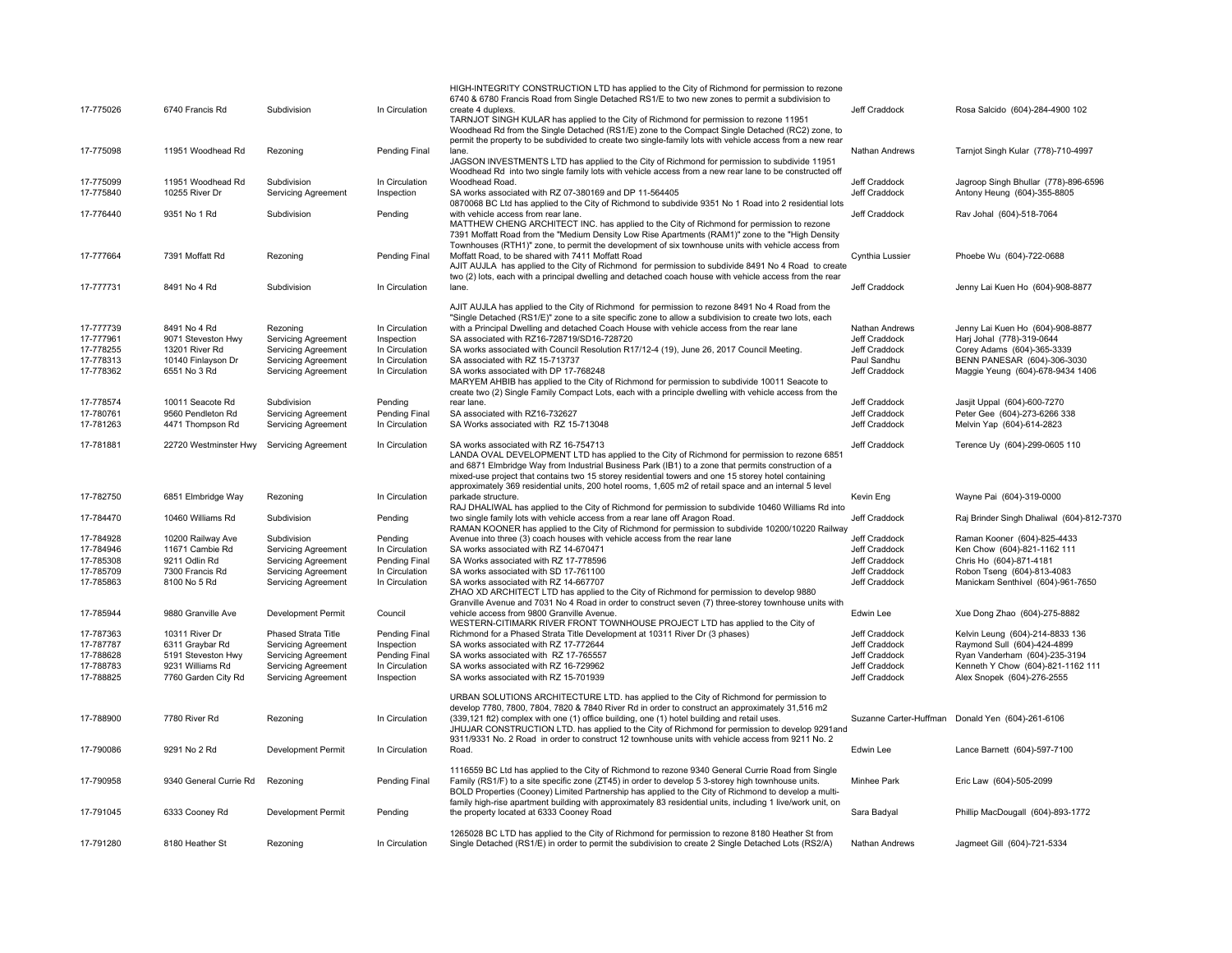| | | | | | | |
|---|---|---|---|---|---|---|
| 17-775026 | 6740 Francis Rd | Subdivision | In Circulation | HIGH-INTEGRITY CONSTRUCTION LTD has applied to the City of Richmond for permission to rezone 6740 & 6780 Francis Road from Single Detached RS1/E to two new zones to permit a subdivision to create 4 duplexs. | Jeff Craddock | Rosa Salcido (604)-284-4900 102 |
| 17-775098 | 11951 Woodhead Rd | Rezoning | Pending Final | TARNJOT SINGH KULAR has applied to the City of Richmond for permission to rezone 11951 Woodhead Rd from the Single Detached (RS1/E) zone to the Compact Single Detached (RC2) zone, to permit the property to be subdivided to create two single-family lots with vehicle access from a new rear lane. | Nathan Andrews | Tarnjot Singh Kular (778)-710-4997 |
| 17-775099 | 11951 Woodhead Rd | Subdivision | In Circulation | JAGSON INVESTMENTS LTD has applied to the City of Richmond for permission to subdivide 11951 Woodhead Rd into two single family lots with vehicle access from a new rear lane to be constructed off Woodhead Road. | Jeff Craddock | Jagroop Singh Bhullar (778)-896-6596 |
| 17-775840 | 10255 River Dr | Servicing Agreement | Inspection | SA works associated with RZ 07-380169 and DP 11-564405 | Jeff Craddock | Antony Heung (604)-355-8805 |
| 17-776440 | 9351 No 1 Rd | Subdivision | Pending | 0870068 BC Ltd has applied to the City of Richmond to subdivide 9351 No 1 Road into 2 residential lots with vehicle access from rear lane. | Jeff Craddock | Rav Johal (604)-518-7064 |
| 17-777664 | 7391 Moffatt Rd | Rezoning | Pending Final | MATTHEW CHENG ARCHITECT INC. has applied to the City of Richmond for permission to rezone 7391 Moffatt Road from the "Medium Density Low Rise Apartments (RAM1)" zone to the "High Density Townhouses (RTH1)" zone, to permit the development of six townhouse units with vehicle access from Moffatt Road, to be shared with 7411 Moffatt Road | Cynthia Lussier | Phoebe Wu (604)-722-0688 |
| 17-777731 | 8491 No 4 Rd | Subdivision | In Circulation | AJIT AUJLA has applied to the City of Richmond for permission to subdivide 8491 No 4 Road to create two (2) lots, each with a principal dwelling and detached coach house with vehicle access from the rear lane. | Jeff Craddock | Jenny Lai Kuen Ho (604)-908-8877 |
| 17-777739 | 8491 No 4 Rd | Rezoning | In Circulation | AJIT AUJLA has applied to the City of Richmond for permission to rezone 8491 No 4 Road from the "Single Detached (RS1/E)" zone to a site specific zone to allow a subdivision to create two lots, each with a Principal Dwelling and detached Coach House with vehicle access from the rear lane | Nathan Andrews | Jenny Lai Kuen Ho (604)-908-8877 |
| 17-777961 | 9071 Steveston Hwy | Servicing Agreement | Inspection | SA associated with RZ16-728719/SD16-728720 | Jeff Craddock | Harj Johal (778)-319-0644 |
| 17-778255 | 13201 River Rd | Servicing Agreement | In Circulation | SA works associated with Council Resolution R17/12-4 (19), June 26, 2017 Council Meeting. | Jeff Craddock | Corey Adams (604)-365-3339 |
| 17-778313 | 10140 Finlayson Dr | Servicing Agreement | In Circulation | SA associated with RZ 15-713737 | Paul Sandhu | BENN PANESAR (604)-306-3030 |
| 17-778362 | 6551 No 3 Rd | Servicing Agreement | In Circulation | SA works associated with DP 17-768248 | Jeff Craddock | Maggie Yeung (604)-678-9434 1406 |
| 17-778574 | 10011 Seacote Rd | Subdivision | Pending | MARYEM AHBIB has applied to the City of Richmond for permission to subdivide 10011 Seacote to create two (2) Single Family Compact Lots, each with a principle dwelling with vehicle access from the rear lane. | Jeff Craddock | Jasjit Uppal (604)-600-7270 |
| 17-780761 | 9560 Pendleton Rd | Servicing Agreement | Pending Final | SA associated with RZ16-732627 | Jeff Craddock | Peter Gee (604)-273-6266 338 |
| 17-781263 | 4471 Thompson Rd | Servicing Agreement | In Circulation | SA Works associated with RZ 15-713048 | Jeff Craddock | Melvin Yap (604)-614-2823 |
| 17-781881 | 22720 Westminster Hwy | Servicing Agreement | In Circulation | SA works associated with RZ 16-754713 | Jeff Craddock | Terence Uy (604)-299-0605 110 |
| 17-782750 | 6851 Elmbridge Way | Rezoning | In Circulation | LANDA OVAL DEVELOPMENT LTD has applied to the City of Richmond for permission to rezone 6851 and 6871 Elmbridge Way from Industrial Business Park (IB1) to a zone that permits construction of a mixed-use project that contains two 15 storey residential towers and one 15 storey hotel containing approximately 369 residential units, 200 hotel rooms, 1,605 m2 of retail space and an internal 5 level parkade structure. | Kevin Eng | Wayne Pai (604)-319-0000 |
| 17-784470 | 10460 Williams Rd | Subdivision | Pending | RAJ DHALIWAL has applied to the City of Richmond for permission to subdivide 10460 Williams Rd into two single family lots with vehicle access from a rear lane off Aragon Road. | Jeff Craddock | Raj Brinder Singh Dhaliwal (604)-812-7370 |
| 17-784928 | 10200 Railway Ave | Subdivision | Pending | RAMAN KOONER has applied to the City of Richmond for permission to subdivide 10200/10220 Railway Avenue into three (3) coach houses with vehicle access from the rear lane | Jeff Craddock | Raman Kooner (604)-825-4433 |
| 17-784946 | 11671 Cambie Rd | Servicing Agreement | In Circulation | SA works associated with RZ 14-670471 | Jeff Craddock | Ken Chow (604)-821-1162 111 |
| 17-785308 | 9211 Odlin Rd | Servicing Agreement | Pending Final | SA Works associated with RZ 17-778596 | Jeff Craddock | Chris Ho (604)-871-4181 |
| 17-785709 | 7300 Francis Rd | Servicing Agreement | In Circulation | SA works associated with SD 17-761100 | Jeff Craddock | Robon Tseng (604)-813-4083 |
| 17-785863 | 8100 No 5 Rd | Servicing Agreement | In Circulation | SA works associated with RZ 14-667707 | Jeff Craddock | Manickam Senthivel (604)-961-7650 |
| 17-785944 | 9880 Granville Ave | Development Permit | Council | ZHAO XD ARCHITECT LTD has applied to the City of Richmond for permission to develop 9880 Granville Avenue and 7031 No 4 Road in order to construct seven (7) three-storey townhouse units with vehicle access from 9800 Granville Avenue. | Edwin Lee | Xue Dong Zhao (604)-275-8882 |
| 17-787363 | 10311 River Dr | Phased Strata Title | Pending Final | WESTERN-CITIMARK RIVER FRONT TOWNHOUSE PROJECT LTD has applied to the City of Richmond for a Phased Strata Title Development at 10311 River Dr (3 phases) | Jeff Craddock | Kelvin Leung (604)-214-8833 136 |
| 17-787787 | 6311 Graybar Rd | Servicing Agreement | Inspection | SA works associated with RZ 17-772644 | Jeff Craddock | Raymond Sull (604)-424-4899 |
| 17-788628 | 5191 Steveston Hwy | Servicing Agreement | Pending Final | SA works associated with RZ 17-765557 | Jeff Craddock | Ryan Vanderham (604)-235-3194 |
| 17-788783 | 9231 Williams Rd | Servicing Agreement | In Circulation | SA works associated with RZ 16-729962 | Jeff Craddock | Kenneth Y Chow (604)-821-1162 111 |
| 17-788825 | 7760 Garden City Rd | Servicing Agreement | Inspection | SA works associated with RZ 15-701939 | Jeff Craddock | Alex Snopek (604)-276-2555 |
| 17-788900 | 7780 River Rd | Rezoning | In Circulation | URBAN SOLUTIONS ARCHITECTURE LTD. has applied to the City of Richmond for permission to develop 7780, 7800, 7804, 7820 & 7840 River Rd in order to construct an approximately 31,516 m2 (339,121 ft2) complex with one (1) office building, one (1) hotel building and retail uses. | Suzanne Carter-Huffman | Donald Yen (604)-261-6106 |
| 17-790086 | 9291 No 2 Rd | Development Permit | In Circulation | JHUJAR CONSTRUCTION LTD. has applied to the City of Richmond for permission to develop 9291and 9311/9331 No. 2 Road in order to construct 12 townhouse units with vehicle access from 9211 No. 2 Road. | Edwin Lee | Lance Barnett (604)-597-7100 |
| 17-790958 | 9340 General Currie Rd | Rezoning | Pending Final | 1116559 BC Ltd has applied to the City of Richmond to rezone 9340 General Currie Road from Single Family (RS1/F) to a site specific zone (ZT45) in order to develop 5 3-storey high townhouse units. | Minhee Park | Eric Law (604)-505-2099 |
| 17-791045 | 6333 Cooney Rd | Development Permit | Pending | BOLD Properties (Cooney) Limited Partnership has applied to the City of Richmond to develop a multi-family high-rise apartment building with approximately 83 residential units, including 1 live/work unit, on the property located at 6333 Cooney Road | Sara Badyal | Phillip MacDougall (604)-893-1772 |
| 17-791280 | 8180 Heather St | Rezoning | In Circulation | 1265028 BC LTD has applied to the City of Richmond for permission to rezone 8180 Heather St from Single Detached (RS1/E) in order to permit the subdivision to create 2 Single Detached Lots (RS2/A) | Nathan Andrews | Jagmeet Gill (604)-721-5334 |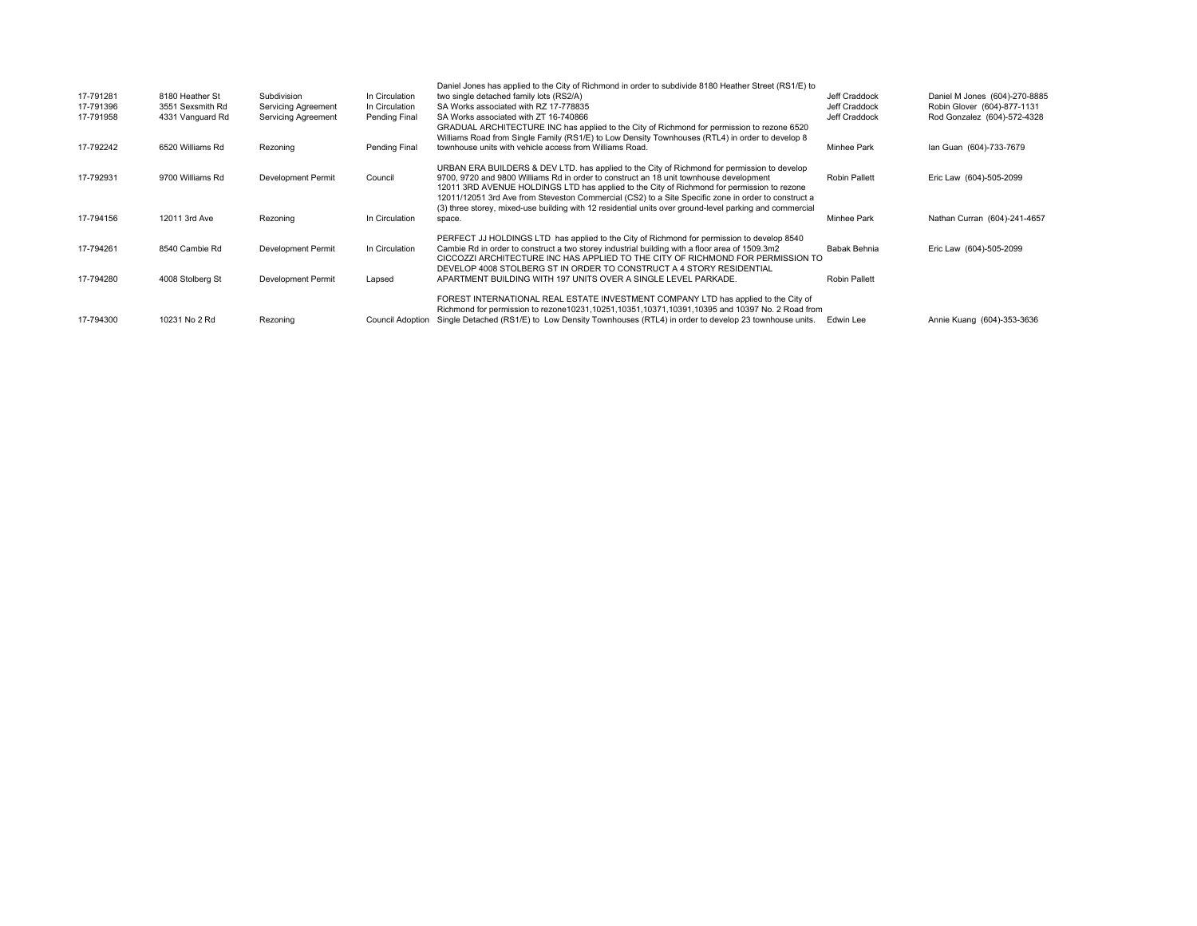| | | | | | | |
|---|---|---|---|---|---|---|
| 17-791281 | 8180 Heather St | Subdivision | In Circulation | Daniel Jones has applied to the City of Richmond in order to subdivide 8180 Heather Street (RS1/E) to two single detached family lots (RS2/A) | Jeff Craddock | Daniel M Jones (604)-270-8885 |
| 17-791396 | 3551 Sexsmith Rd | Servicing Agreement | In Circulation | SA Works associated with RZ 17-778835 | Jeff Craddock | Robin Glover (604)-877-1131 |
| 17-791958 | 4331 Vanguard Rd | Servicing Agreement | Pending Final | SA Works associated with ZT 16-740866 | Jeff Craddock | Rod Gonzalez (604)-572-4328 |
| 17-792242 | 6520 Williams Rd | Rezoning | Pending Final | GRADUAL ARCHITECTURE INC has applied to the City of Richmond for permission to rezone 6520 Williams Road from Single Family (RS1/E) to Low Density Townhouses (RTL4) in order to develop 8 townhouse units with vehicle access from Williams Road. | Minhee Park | Ian Guan (604)-733-7679 |
| 17-792931 | 9700 Williams Rd | Development Permit | Council | URBAN ERA BUILDERS & DEV LTD. has applied to the City of Richmond for permission to develop 9700, 9720 and 9800 Williams Rd in order to construct an 18 unit townhouse development | Robin Pallett | Eric Law (604)-505-2099 |
| 17-794156 | 12011 3rd Ave | Rezoning | In Circulation | 12011 3RD AVENUE HOLDINGS LTD has applied to the City of Richmond for permission to rezone 12011/12051 3rd Ave from Steveston Commercial (CS2) to a Site Specific zone in order to construct a (3) three storey, mixed-use building with 12 residential units over ground-level parking and commercial space. | Minhee Park | Nathan Curran (604)-241-4657 |
| 17-794261 | 8540 Cambie Rd | Development Permit | In Circulation | PERFECT JJ HOLDINGS LTD has applied to the City of Richmond for permission to develop 8540 Cambie Rd in order to construct a two storey industrial building with a floor area of 1509.3m2 | Babak Behnia | Eric Law (604)-505-2099 |
| 17-794280 | 4008 Stolberg St | Development Permit | Lapsed | CICCOZZI ARCHITECTURE INC HAS APPLIED TO THE CITY OF RICHMOND FOR PERMISSION TO DEVELOP 4008 STOLBERG ST IN ORDER TO CONSTRUCT A 4 STORY RESIDENTIAL APARTMENT BUILDING WITH 197 UNITS OVER A SINGLE LEVEL PARKADE. | Robin Pallett | |
| 17-794300 | 10231 No 2 Rd | Rezoning | Council Adoption | FOREST INTERNATIONAL REAL ESTATE INVESTMENT COMPANY LTD has applied to the City of Richmond for permission to rezone10231,10251,10351,10371,10391,10395 and 10397 No. 2 Road from Single Detached (RS1/E) to Low Density Townhouses (RTL4) in order to develop 23 townhouse units. | Edwin Lee | Annie Kuang (604)-353-3636 |